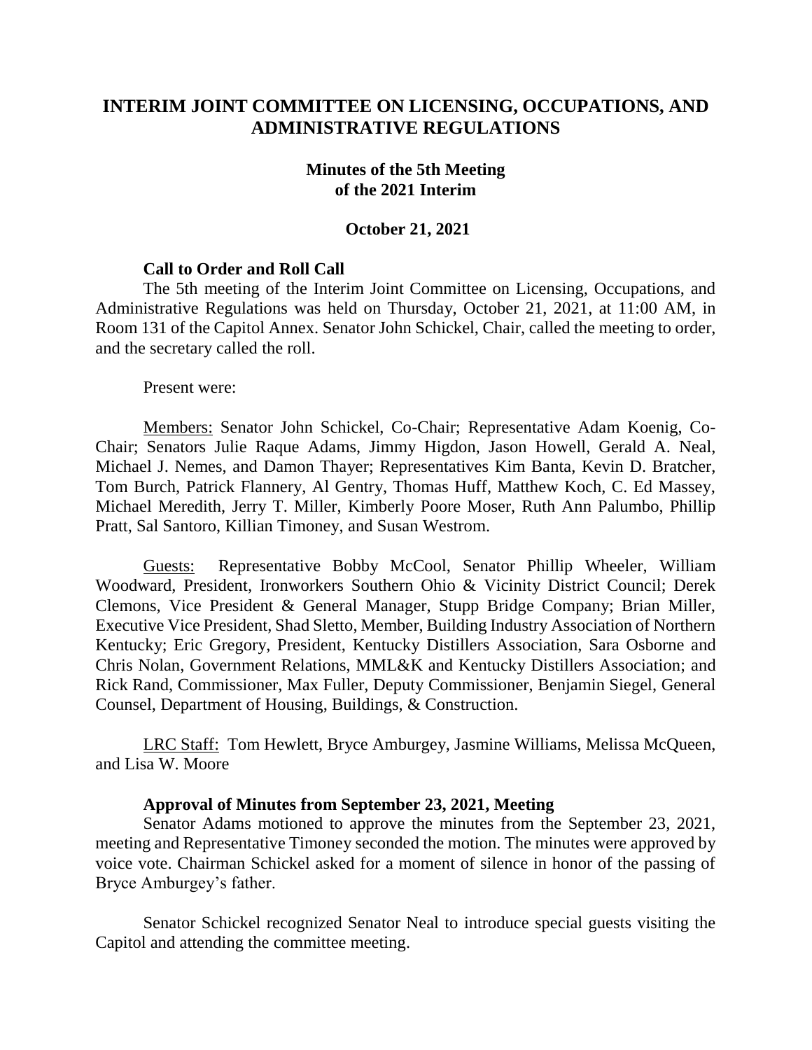# INTERIM JOINT COMMITTEE ON LICENSING, OCCUPATIONS, AND ADMINISTRATIVE REGULATIONS

## Minutes of the 5th Meeting of the 2021 Interim

### October 21, 2021

**Call to Order and Roll Call**

The 5th meeting of the Interim Joint Committee on Licensing, Occupations, and Administrative Regulations was held on Thursday, October 21, 2021, at 11:00 AM, in Room 131 of the Capitol Annex. Senator John Schickel, Chair, called the meeting to order, and the secretary called the roll.

Present were:

Members: Senator John Schickel, Co-Chair; Representative Adam Koenig, Co-Chair; Senators Julie Raque Adams, Jimmy Higdon, Jason Howell, Gerald A. Neal, Michael J. Nemes, and Damon Thayer; Representatives Kim Banta, Kevin D. Bratcher, Tom Burch, Patrick Flannery, Al Gentry, Thomas Huff, Matthew Koch, C. Ed Massey, Michael Meredith, Jerry T. Miller, Kimberly Poore Moser, Ruth Ann Palumbo, Phillip Pratt, Sal Santoro, Killian Timoney, and Susan Westrom.

Guests: Representative Bobby McCool, Senator Phillip Wheeler, William Woodward, President, Ironworkers Southern Ohio & Vicinity District Council; Derek Clemons, Vice President & General Manager, Stupp Bridge Company; Brian Miller, Executive Vice President, Shad Sletto, Member, Building Industry Association of Northern Kentucky; Eric Gregory, President, Kentucky Distillers Association, Sara Osborne and Chris Nolan, Government Relations, MML&K and Kentucky Distillers Association; and Rick Rand, Commissioner, Max Fuller, Deputy Commissioner, Benjamin Siegel, General Counsel, Department of Housing, Buildings, & Construction.

LRC Staff: Tom Hewlett, Bryce Amburgey, Jasmine Williams, Melissa McQueen, and Lisa W. Moore

**Approval of Minutes from September 23, 2021, Meeting**

Senator Adams motioned to approve the minutes from the September 23, 2021, meeting and Representative Timoney seconded the motion. The minutes were approved by voice vote. Chairman Schickel asked for a moment of silence in honor of the passing of Bryce Amburgey's father.

Senator Schickel recognized Senator Neal to introduce special guests visiting the Capitol and attending the committee meeting.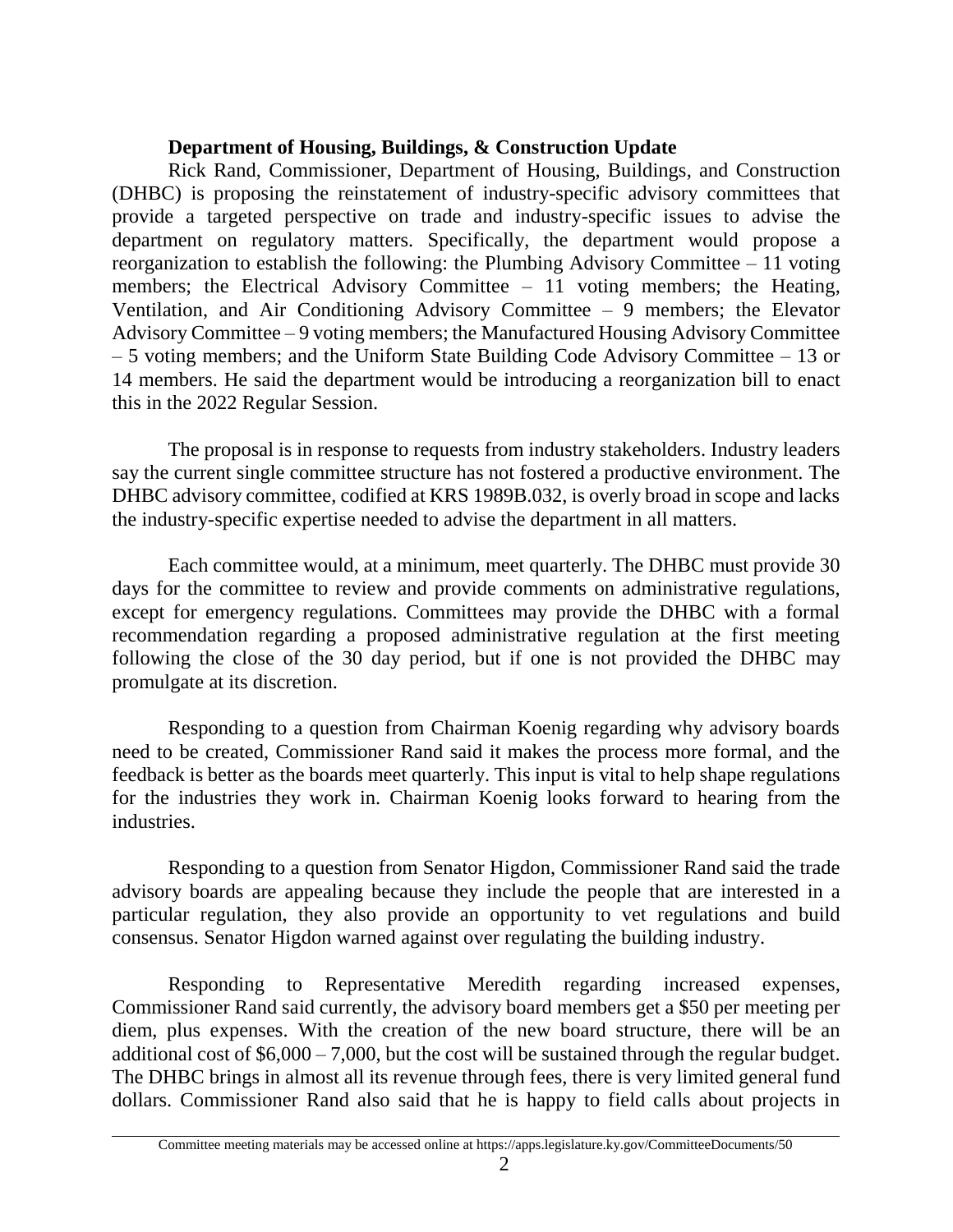### Department of Housing, Buildings, & Construction Update

Rick Rand, Commissioner, Department of Housing, Buildings, and Construction (DHBC) is proposing the reinstatement of industry-specific advisory committees that provide a targeted perspective on trade and industry-specific issues to advise the department on regulatory matters. Specifically, the department would propose a reorganization to establish the following: the Plumbing Advisory Committee – 11 voting members; the Electrical Advisory Committee – 11 voting members; the Heating, Ventilation, and Air Conditioning Advisory Committee – 9 members; the Elevator Advisory Committee – 9 voting members; the Manufactured Housing Advisory Committee – 5 voting members; and the Uniform State Building Code Advisory Committee – 13 or 14 members. He said the department would be introducing a reorganization bill to enact this in the 2022 Regular Session.

The proposal is in response to requests from industry stakeholders. Industry leaders say the current single committee structure has not fostered a productive environment. The DHBC advisory committee, codified at KRS 1989B.032, is overly broad in scope and lacks the industry-specific expertise needed to advise the department in all matters.

Each committee would, at a minimum, meet quarterly. The DHBC must provide 30 days for the committee to review and provide comments on administrative regulations, except for emergency regulations. Committees may provide the DHBC with a formal recommendation regarding a proposed administrative regulation at the first meeting following the close of the 30 day period, but if one is not provided the DHBC may promulgate at its discretion.

Responding to a question from Chairman Koenig regarding why advisory boards need to be created, Commissioner Rand said it makes the process more formal, and the feedback is better as the boards meet quarterly. This input is vital to help shape regulations for the industries they work in. Chairman Koenig looks forward to hearing from the industries.

Responding to a question from Senator Higdon, Commissioner Rand said the trade advisory boards are appealing because they include the people that are interested in a particular regulation, they also provide an opportunity to vet regulations and build consensus. Senator Higdon warned against over regulating the building industry.

Responding to Representative Meredith regarding increased expenses, Commissioner Rand said currently, the advisory board members get a $50 per meeting per diem, plus expenses. With the creation of the new board structure, there will be an additional cost of $6,000 – 7,000, but the cost will be sustained through the regular budget. The DHBC brings in almost all its revenue through fees, there is very limited general fund dollars. Commissioner Rand also said that he is happy to field calls about projects in

Committee meeting materials may be accessed online at https://apps.legislature.ky.gov/CommitteeDocuments/50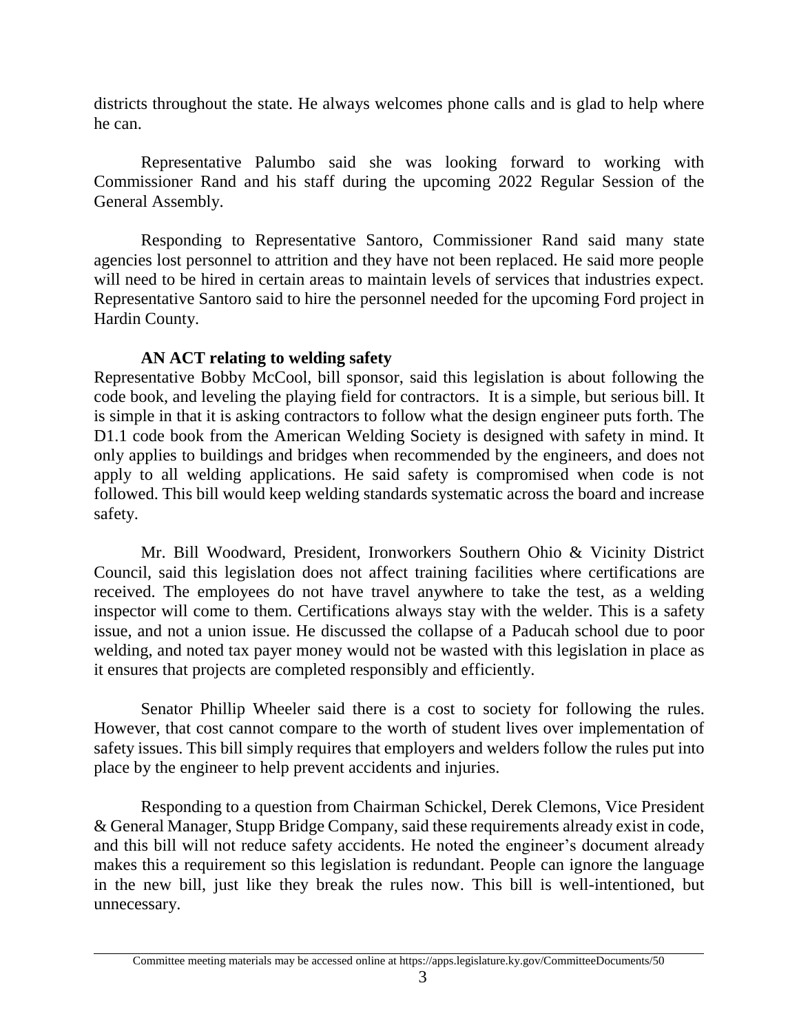districts throughout the state. He always welcomes phone calls and is glad to help where he can.

Representative Palumbo said she was looking forward to working with Commissioner Rand and his staff during the upcoming 2022 Regular Session of the General Assembly.

Responding to Representative Santoro, Commissioner Rand said many state agencies lost personnel to attrition and they have not been replaced. He said more people will need to be hired in certain areas to maintain levels of services that industries expect. Representative Santoro said to hire the personnel needed for the upcoming Ford project in Hardin County.

**AN ACT relating to welding safety**

Representative Bobby McCool, bill sponsor, said this legislation is about following the code book, and leveling the playing field for contractors. It is a simple, but serious bill. It is simple in that it is asking contractors to follow what the design engineer puts forth. The D1.1 code book from the American Welding Society is designed with safety in mind. It only applies to buildings and bridges when recommended by the engineers, and does not apply to all welding applications. He said safety is compromised when code is not followed. This bill would keep welding standards systematic across the board and increase safety.

Mr. Bill Woodward, President, Ironworkers Southern Ohio & Vicinity District Council, said this legislation does not affect training facilities where certifications are received. The employees do not have travel anywhere to take the test, as a welding inspector will come to them. Certifications always stay with the welder. This is a safety issue, and not a union issue. He discussed the collapse of a Paducah school due to poor welding, and noted tax payer money would not be wasted with this legislation in place as it ensures that projects are completed responsibly and efficiently.

Senator Phillip Wheeler said there is a cost to society for following the rules. However, that cost cannot compare to the worth of student lives over implementation of safety issues. This bill simply requires that employers and welders follow the rules put into place by the engineer to help prevent accidents and injuries.

Responding to a question from Chairman Schickel, Derek Clemons, Vice President & General Manager, Stupp Bridge Company, said these requirements already exist in code, and this bill will not reduce safety accidents. He noted the engineer's document already makes this a requirement so this legislation is redundant. People can ignore the language in the new bill, just like they break the rules now. This bill is well-intentioned, but unnecessary.

Committee meeting materials may be accessed online at https://apps.legislature.ky.gov/CommitteeDocuments/50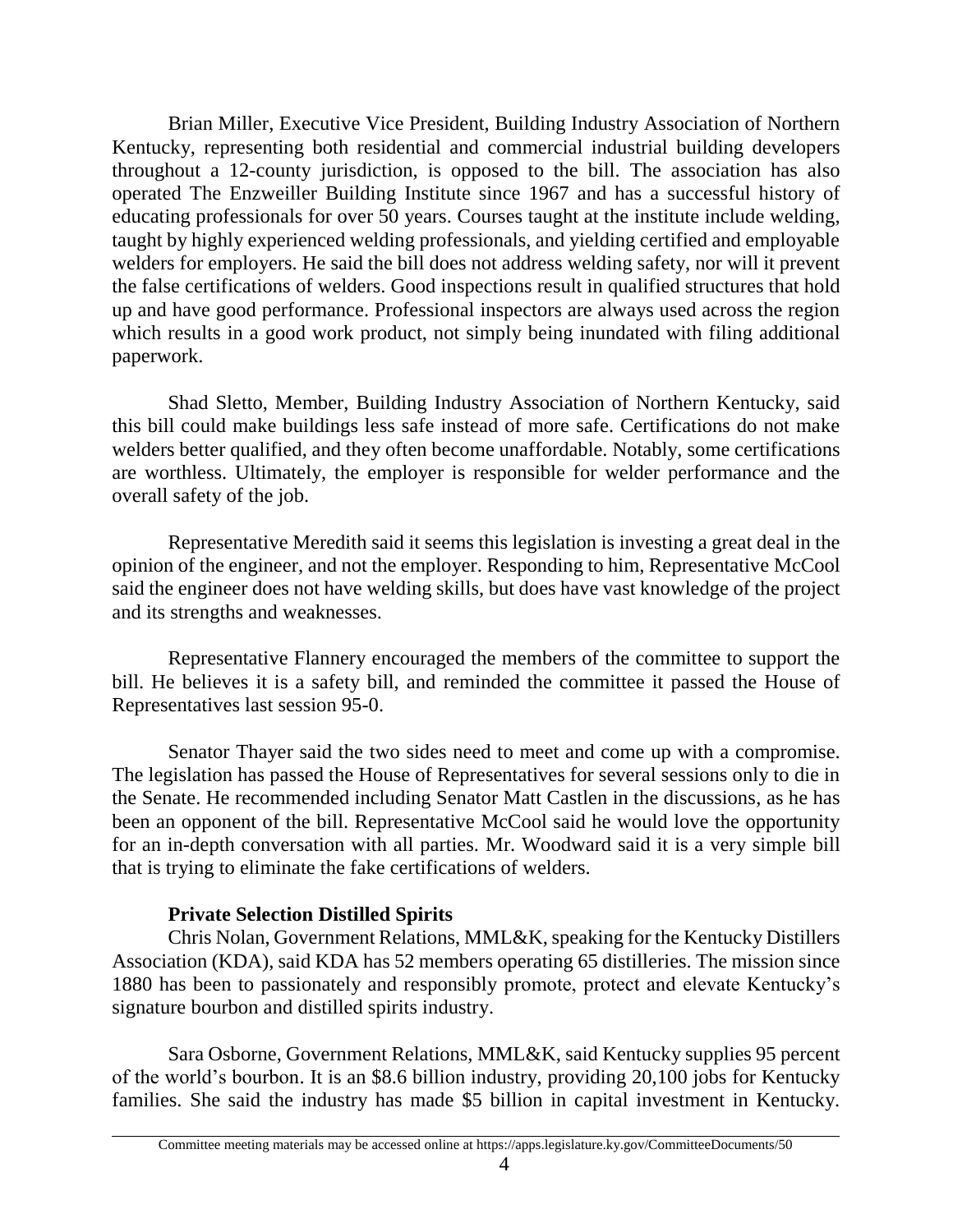Brian Miller, Executive Vice President, Building Industry Association of Northern Kentucky, representing both residential and commercial industrial building developers throughout a 12-county jurisdiction, is opposed to the bill. The association has also operated The Enzweiller Building Institute since 1967 and has a successful history of educating professionals for over 50 years. Courses taught at the institute include welding, taught by highly experienced welding professionals, and yielding certified and employable welders for employers. He said the bill does not address welding safety, nor will it prevent the false certifications of welders. Good inspections result in qualified structures that hold up and have good performance. Professional inspectors are always used across the region which results in a good work product, not simply being inundated with filing additional paperwork.

Shad Sletto, Member, Building Industry Association of Northern Kentucky, said this bill could make buildings less safe instead of more safe. Certifications do not make welders better qualified, and they often become unaffordable. Notably, some certifications are worthless. Ultimately, the employer is responsible for welder performance and the overall safety of the job.

Representative Meredith said it seems this legislation is investing a great deal in the opinion of the engineer, and not the employer. Responding to him, Representative McCool said the engineer does not have welding skills, but does have vast knowledge of the project and its strengths and weaknesses.

Representative Flannery encouraged the members of the committee to support the bill. He believes it is a safety bill, and reminded the committee it passed the House of Representatives last session 95-0.

Senator Thayer said the two sides need to meet and come up with a compromise. The legislation has passed the House of Representatives for several sessions only to die in the Senate. He recommended including Senator Matt Castlen in the discussions, as he has been an opponent of the bill. Representative McCool said he would love the opportunity for an in-depth conversation with all parties. Mr. Woodward said it is a very simple bill that is trying to eliminate the fake certifications of welders.

**Private Selection Distilled Spirits**

Chris Nolan, Government Relations, MML&K, speaking for the Kentucky Distillers Association (KDA), said KDA has 52 members operating 65 distilleries. The mission since 1880 has been to passionately and responsibly promote, protect and elevate Kentucky's signature bourbon and distilled spirits industry.

Sara Osborne, Government Relations, MML&K, said Kentucky supplies 95 percent of the world's bourbon. It is an $8.6 billion industry, providing 20,100 jobs for Kentucky families. She said the industry has made $5 billion in capital investment in Kentucky.

Committee meeting materials may be accessed online at https://apps.legislature.ky.gov/CommitteeDocuments/50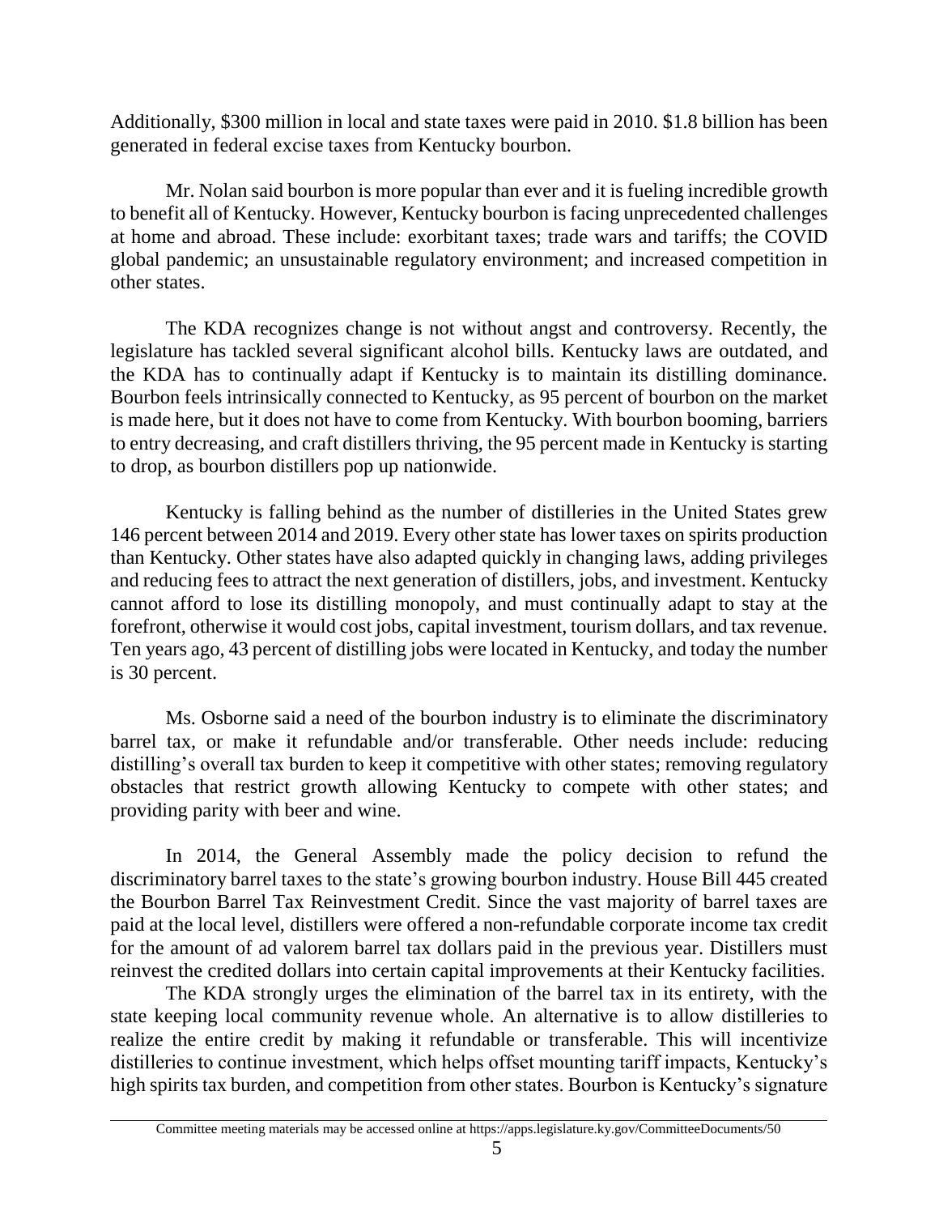Additionally, $300 million in local and state taxes were paid in 2010. $1.8 billion has been generated in federal excise taxes from Kentucky bourbon.

Mr. Nolan said bourbon is more popular than ever and it is fueling incredible growth to benefit all of Kentucky. However, Kentucky bourbon is facing unprecedented challenges at home and abroad. These include: exorbitant taxes; trade wars and tariffs; the COVID global pandemic; an unsustainable regulatory environment; and increased competition in other states.

The KDA recognizes change is not without angst and controversy. Recently, the legislature has tackled several significant alcohol bills. Kentucky laws are outdated, and the KDA has to continually adapt if Kentucky is to maintain its distilling dominance. Bourbon feels intrinsically connected to Kentucky, as 95 percent of bourbon on the market is made here, but it does not have to come from Kentucky. With bourbon booming, barriers to entry decreasing, and craft distillers thriving, the 95 percent made in Kentucky is starting to drop, as bourbon distillers pop up nationwide.

Kentucky is falling behind as the number of distilleries in the United States grew 146 percent between 2014 and 2019. Every other state has lower taxes on spirits production than Kentucky. Other states have also adapted quickly in changing laws, adding privileges and reducing fees to attract the next generation of distillers, jobs, and investment. Kentucky cannot afford to lose its distilling monopoly, and must continually adapt to stay at the forefront, otherwise it would cost jobs, capital investment, tourism dollars, and tax revenue. Ten years ago, 43 percent of distilling jobs were located in Kentucky, and today the number is 30 percent.

Ms. Osborne said a need of the bourbon industry is to eliminate the discriminatory barrel tax, or make it refundable and/or transferable. Other needs include: reducing distilling's overall tax burden to keep it competitive with other states; removing regulatory obstacles that restrict growth allowing Kentucky to compete with other states; and providing parity with beer and wine.

In 2014, the General Assembly made the policy decision to refund the discriminatory barrel taxes to the state's growing bourbon industry. House Bill 445 created the Bourbon Barrel Tax Reinvestment Credit. Since the vast majority of barrel taxes are paid at the local level, distillers were offered a non-refundable corporate income tax credit for the amount of ad valorem barrel tax dollars paid in the previous year. Distillers must reinvest the credited dollars into certain capital improvements at their Kentucky facilities.

The KDA strongly urges the elimination of the barrel tax in its entirety, with the state keeping local community revenue whole. An alternative is to allow distilleries to realize the entire credit by making it refundable or transferable. This will incentivize distilleries to continue investment, which helps offset mounting tariff impacts, Kentucky's high spirits tax burden, and competition from other states. Bourbon is Kentucky's signature

Committee meeting materials may be accessed online at https://apps.legislature.ky.gov/CommitteeDocuments/50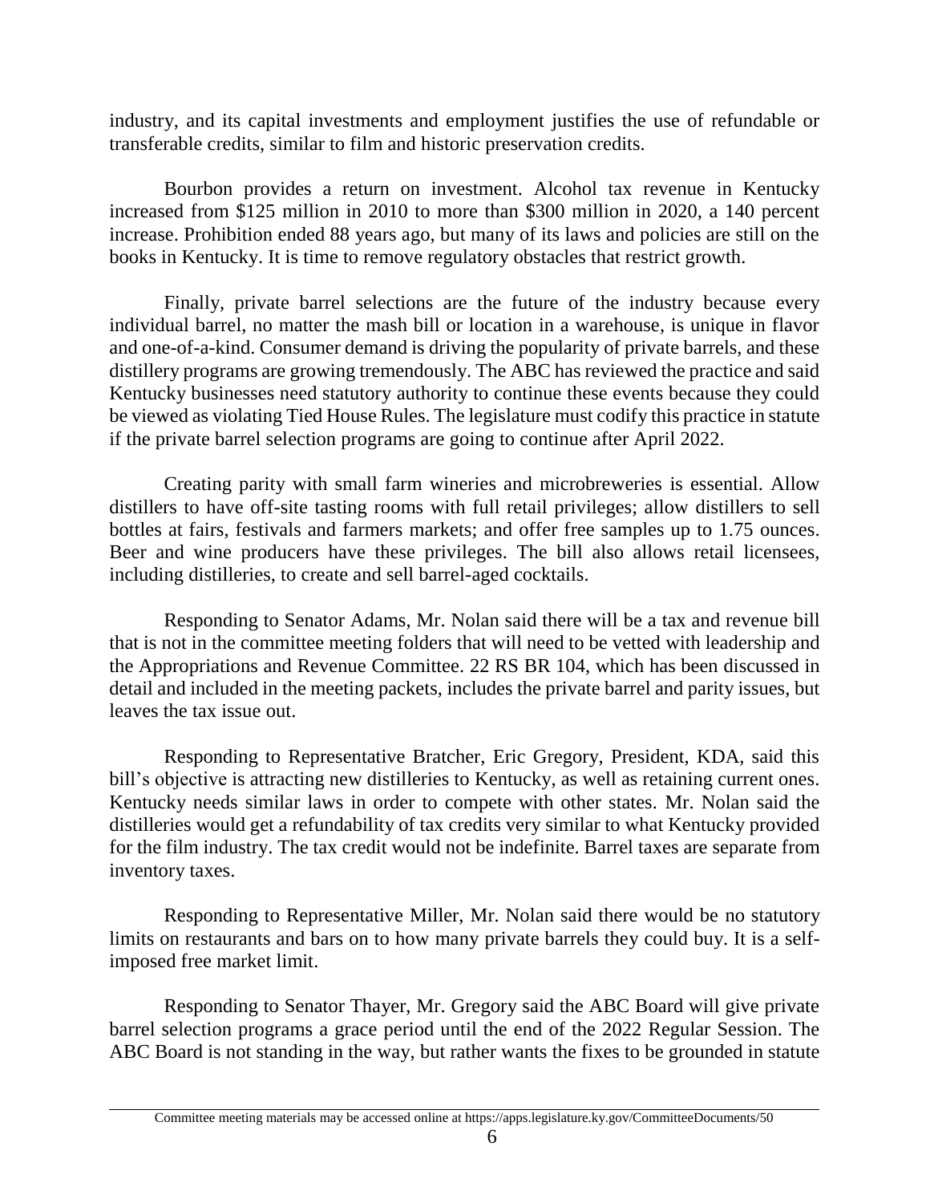industry, and its capital investments and employment justifies the use of refundable or transferable credits, similar to film and historic preservation credits.

Bourbon provides a return on investment. Alcohol tax revenue in Kentucky increased from $125 million in 2010 to more than $300 million in 2020, a 140 percent increase. Prohibition ended 88 years ago, but many of its laws and policies are still on the books in Kentucky. It is time to remove regulatory obstacles that restrict growth.

Finally, private barrel selections are the future of the industry because every individual barrel, no matter the mash bill or location in a warehouse, is unique in flavor and one-of-a-kind. Consumer demand is driving the popularity of private barrels, and these distillery programs are growing tremendously. The ABC has reviewed the practice and said Kentucky businesses need statutory authority to continue these events because they could be viewed as violating Tied House Rules. The legislature must codify this practice in statute if the private barrel selection programs are going to continue after April 2022.

Creating parity with small farm wineries and microbreweries is essential. Allow distillers to have off-site tasting rooms with full retail privileges; allow distillers to sell bottles at fairs, festivals and farmers markets; and offer free samples up to 1.75 ounces. Beer and wine producers have these privileges. The bill also allows retail licensees, including distilleries, to create and sell barrel-aged cocktails.

Responding to Senator Adams, Mr. Nolan said there will be a tax and revenue bill that is not in the committee meeting folders that will need to be vetted with leadership and the Appropriations and Revenue Committee. 22 RS BR 104, which has been discussed in detail and included in the meeting packets, includes the private barrel and parity issues, but leaves the tax issue out.

Responding to Representative Bratcher, Eric Gregory, President, KDA, said this bill's objective is attracting new distilleries to Kentucky, as well as retaining current ones. Kentucky needs similar laws in order to compete with other states. Mr. Nolan said the distilleries would get a refundability of tax credits very similar to what Kentucky provided for the film industry. The tax credit would not be indefinite. Barrel taxes are separate from inventory taxes.

Responding to Representative Miller, Mr. Nolan said there would be no statutory limits on restaurants and bars on to how many private barrels they could buy. It is a self-imposed free market limit.

Responding to Senator Thayer, Mr. Gregory said the ABC Board will give private barrel selection programs a grace period until the end of the 2022 Regular Session. The ABC Board is not standing in the way, but rather wants the fixes to be grounded in statute

Committee meeting materials may be accessed online at https://apps.legislature.ky.gov/CommitteeDocuments/50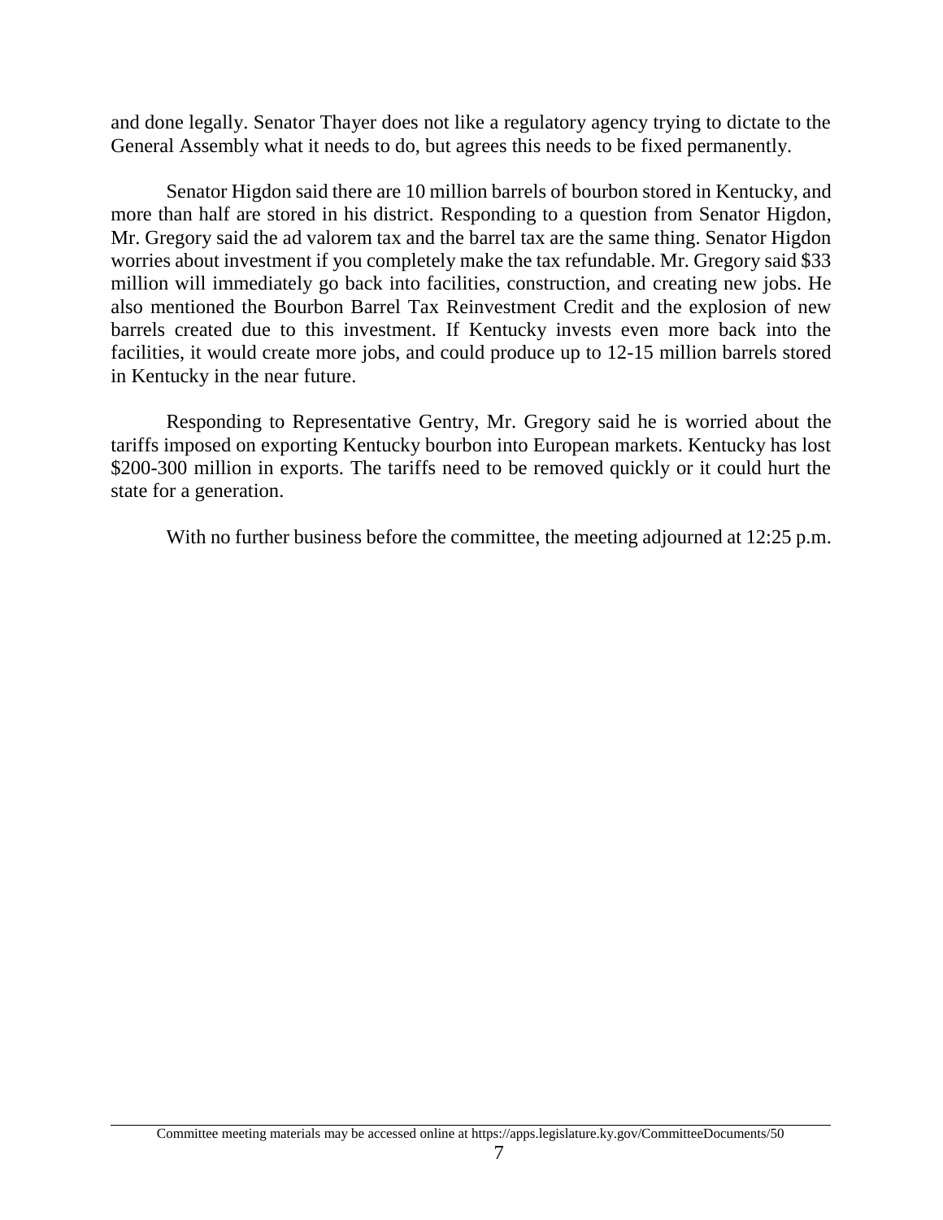and done legally. Senator Thayer does not like a regulatory agency trying to dictate to the General Assembly what it needs to do, but agrees this needs to be fixed permanently.

Senator Higdon said there are 10 million barrels of bourbon stored in Kentucky, and more than half are stored in his district. Responding to a question from Senator Higdon, Mr. Gregory said the ad valorem tax and the barrel tax are the same thing. Senator Higdon worries about investment if you completely make the tax refundable. Mr. Gregory said $33 million will immediately go back into facilities, construction, and creating new jobs. He also mentioned the Bourbon Barrel Tax Reinvestment Credit and the explosion of new barrels created due to this investment. If Kentucky invests even more back into the facilities, it would create more jobs, and could produce up to 12-15 million barrels stored in Kentucky in the near future.

Responding to Representative Gentry, Mr. Gregory said he is worried about the tariffs imposed on exporting Kentucky bourbon into European markets. Kentucky has lost $200-300 million in exports. The tariffs need to be removed quickly or it could hurt the state for a generation.

With no further business before the committee, the meeting adjourned at 12:25 p.m.

Committee meeting materials may be accessed online at https://apps.legislature.ky.gov/CommitteeDocuments/50